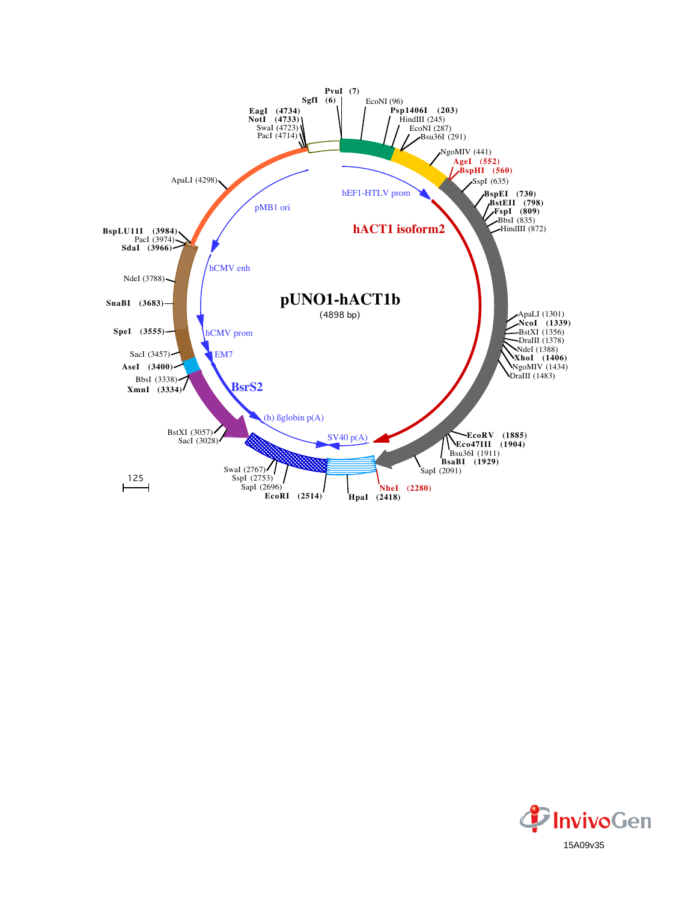# pUNO1-hACT1b

(4898 bp)

PvuI (7)
SgfI (6)
EcoNI (96)
Psp1406I (203)
HindIII (245)
EcoNI (287)
Bsu36I (291)
NgoMIV (441)
AgeI (552)
BspHI (560)
SspI (635)
BspEI (730)
BstEII (798)
FspI (809)
BbsI (835)
HindIII (872)
ApaLI (1301)
NcoI (1339)
BstXI (1356)
DraIII (1378)
NdeI (1388)
XhoI (1406)
NgoMIV (1434)
DraIII (1483)
EcoRV (1885)
Eco47III (1904)
Bsu36I (1911)
BsaBI (1929)
SapI (2091)
NheI (2280)
HpaI (2418)
EcoRI (2514)
SapI (2696)
SspI (2753)
SwaI (2767)
SacI (3028)
BstXI (3057)
XmnI (3334)
BbsI (3338)
AseI (3400)
SacI (3457)
SpeI (3555)
SnaBI (3683)
NdeI (3788)
SdaI (3966)
PacI (3974)
BspLU11I (3984)
ApaLI (4298)
PacI (4714)
SwaI (4723)
NotI (4733)
EagI (4734)

hEF1-HTLV prom
hACT1 isoform2
SV40 p(A)
(h) ßglobin p(A)
BsrS2
EM7
hCMV prom
hCMV enh
pMB1 ori

125

InvivoGen
15A09v35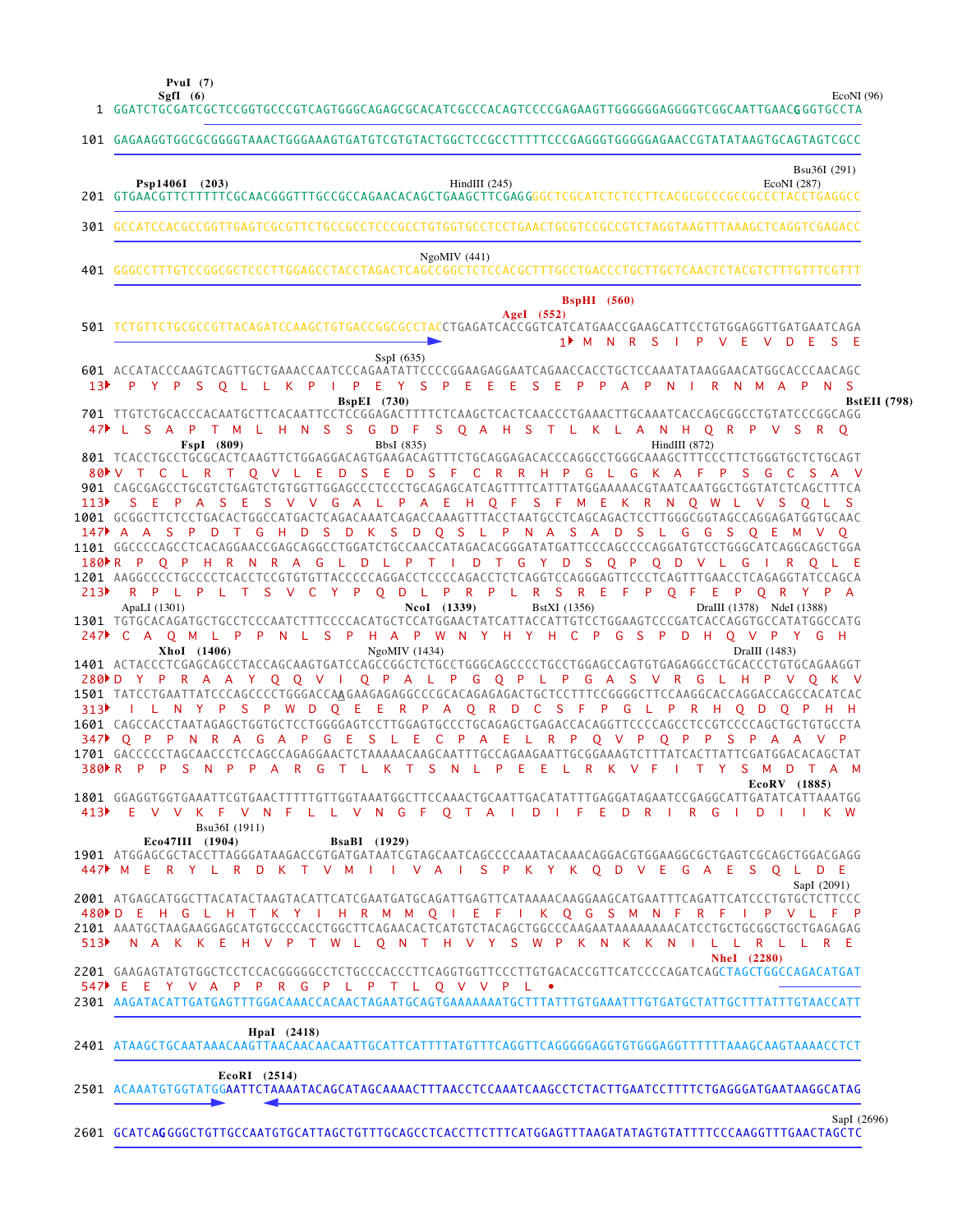```
                 PvuI  (7)
                 SgfI  (6)                                                                                    EcoNI (96)
   1  GGATCTGCGATCGCTCCGGTGCCCGTCAGTGGGCAGAGCGCACATCGCCCACAGTCCCCGAGAAGTTGGGGGGAGGGGTCGGCAATTGAACGGGTGCCTA

 101  GAGAAGGTGGCGCGGGGTAAACTGGGAAAGTGATGTCGTGTACTGGCTCCGCCTTTTTCCCGAGGGTGGGGGAGAACCGTATATAAGTGCAGTAGTCGCC

                                                                                                          Bsu36I (291)
       Psp1406I   (203)                              HindIII (245)                                     EcoNI (287)
 201  GTGAACGTTCTTTTTCGCAACGGGTTTGCCGCCAGAACACAGCTGAAGCTTCGAGGGGCTCGCATCTCTCCTTCACGCGCCCGCCGCCCTACCTGAGGCC

 301  GCCATCCACGCCGGTTGAGTCGCGTTCTGCCGCCTCCCGCCTGTGGTGCCTCCTGAACTGCGTCCGCCGTCTAGGTAAGTTTAAAGCTCAGGTCGAGACC

                                                  NgoMIV (441)
 401  GGGCCTTTGTCCGGCGCTCCCTTGGAGCCTACCTAGACTCAGCCGGCTCTCCACGCTTTGCCTGACCCTGCTTGCTCAACTCTACGTCTTTGTTTCGTTT

                                                                                   BspHI   (560)
                                                                            AgeI   (552)
 501  TCTGTTCTGCGCCGTTACAGATCCAAGCTGTGACCGGCGCCTACCTGAGATCACCGGTCATCATGAACCGAAGCATTCCTGTGGAGGTTGATGAATCAGA
                                                                                 1▸ M  N  R  S  I  P  V  E  V  D  E  S  E
                                                      SspI (635)
 601  ACCATACCCAAGTCAGTTGCTGAAACCAATCCCAGAATATTCCCCGGAAGAGGAATCAGAACCACCTGCTCCAAATATAAGGAACATGGCACCCAACAGC
  13▸   P  Y  P  S  Q  L  L  K  P  I  P  E  Y  S  P  E  E  E  S  E  P  P  A  P  N  I  R  N  M  A  P  N  S
                                                 BspEI   (730)                                              BstEII (798)
 701  TTGTCTGCACCCACAATGCTTCACAATTCCTCCGGAGACTTTTCTCAAGCTCACTCAACCCTGAAACTTGCAAATCACCAGCGGCCTGTATCCCGGCAGG
  47▸ L  S  A  P  T  M  L  H  N  S  S  G  D  F  S  Q  A  H  S  T  L  K  L  A  N  H  Q  R  P  V  S  R  Q
              FspI   (809)                     BbsI (835)                              HindIII (872)
 801  TCACCTGCCTGCGCACTCAAGTTCTGGAGGACAGTGAAGACAGTTTCTGCAGGAGACACCCAGGCCTGGGCAAAGCTTTCCCTTCTGGGTGCTCTGCAGT
  80▸V  T  C  L  R  T  Q  V  L  E  D  S  E  D  S  F  C  R  R  H  P  G  L  G  K  A  F  P  S  G  C  S  A  V
 901  CAGCGAGCCTGCGTCTGAGTCTGTGGTTGGAGCCCTCCCTGCAGAGCATCAGTTTTCATTTATGGAAAAACGTAATCAATGGCTGGTATCTCAGCTTTCA
 113▸   S  E  P  A  S  E  S  V  V  G  A  L  P  A  E  H  Q  F  S  F  M  E  K  R  N  Q  W  L  V  S  Q  L  S
1001  GCGGCTTCTCCTGACACTGGCCATGACTCAGACAAATCAGACCAAAGTTTACCTAATGCCTCAGCAGACTCCTTGGGCGGTAGCCAGGAGATGGTGCAAC
 147▸  A  A  S  P  D  T  G  H  D  S  D  K  S  D  Q  S  L  P  N  A  S  A  D  S  L  G  G  S  Q  E  M  V  Q
1101  GGCCCCAGCCTCACAGGAACCGAGCAGGCCTGGATCTGCCAACCATAGACACGGGATATGATTCCCAGCCCCAGGATGTCCTGGGCATCAGGCAGCTGGA
 180▸R  P  Q  P  H  R  N  R  A  G  L  D  L  P  T  I  D  T  G  Y  D  S  Q  P  Q  D  V  L  G  I  R  Q  L  E
1201  AAGGCCCCTGCCCCTCACCTCCGTGTGTTACCCCCAGGACCTCCCCAGACCTCTCAGGTCCAGGGAGTTCCCTCAGTTTGAACCTCAGAGGTATCCAGCA
 213▸   R  P  L  P  L  T  S  V  C  Y  P  Q  D  L  P  R  P  L  R  S  R  E  F  P  Q  F  E  P  Q  R  Y  P  A
      ApaLI (1301)                             NcoI   (1339)          BstXI (1356)                DraIII (1378)  NdeI (1388)
1301  TGTGCACAGATGCTGCCTCCCAATCTTTCCCCACATGCTCCATGGAACTATCATTACCATTGTCCTGGAAGTCCCGATCACCAGGTGCCATATGGCCATG
 247▸  C  A  Q  M  L  P  P  N  L  S  P  H  A  P  W  N  Y  H  Y  H  C  P  G  S  P  D  H  Q  V  P  Y  G  H
            XhoI   (1406)                       NgoMIV (1434)                                     DraIII (1483)
1401  ACTACCCTCGAGCAGCCTACCAGCAAGTGATCCAGCCGGCTCTGCCTGGGCAGCCCCTGCCTGGAGCCAGTGTGAGAGGCCTGCACCCTGTGCAGAAGGT
 280▸D  Y  P  R  A  A  Y  Q  Q  V  I  Q  P  A  L  P  G  Q  P  L  P  G  A  S  V  R  G  L  H  P  V  Q  K  V
1501  TATCCTGAATTATCCCAGCCCCTGGGACCAAGAAGAGAGGCCCGCACAGAGAGACTGCTCCTTTCCGGGGCTTCCAAGGCACCAGGACCAGCCACATCAC
 313▸   I  L  N  Y  P  S  P  W  D  Q  E  E  R  P  A  Q  R  D  C  S  F  P  G  L  P  R  H  Q  D  Q  P  H  H
1601  CAGCCACCTAATAGAGCTGGTGCTCCTGGGGAGTCCTTGGAGTGCCCTGCAGAGCTGAGACCACAGGTTCCCCAGCCTCCGTCCCCAGCTGCTGTGCCTA
 347▸  Q  P  P  N  R  A  G  A  P  G  E  S  L  E  C  P  A  E  L  R  P  Q  V  P  Q  P  P  S  P  A  A  V  P
1701  GACCCCCTAGCAACCCTCCAGCCAGAGGAACTCTAAAAACAAGCAATTTGCCAGAAGAATTGCGGAAAGTCTTTATCACTTATTCGATGGACACAGCTAT
 380▸R  P  P  S  N  P  P  A  R  G  T  L  K  T  S  N  L  P  E  E  L  R  K  V  F  I  T  Y  S  M  D  T  A  M
                                                                                           EcoRV   (1885)
1801  GGAGGTGGTGAAATTCGTGAACTTTTTGTTGGTAAATGGCTTCCAAACTGCAATTGACATATTTGAGGATAGAATCCGAGGCATTGATATCATTAAATGG
 413▸   E  V  V  K  F  V  N  F  L  L  V  N  G  F  Q  T  A  I  D  I  F  E  D  R  I  R  G  I  D  I  I  K  W
                   Bsu36I (1911)
         Eco47III   (1904)              BsaBI   (1929)
1901  ATGGAGCGCTACCTTAGGGATAAGACCGTGATGATAATCGTAGCAATCAGCCCCAAATACAAACAGGACGTGGAAGGCGCTGAGTCGCAGCTGGACGAGG
 447▸ M  E  R  Y  L  R  D  K  T  V  M  I  I  V  A  I  S  P  K  Y  K  Q  D  V  E  G  A  E  S  Q  L  D  E
                                                                                                  SapI (2091)
2001  ATGAGCATGGCTTACATACTAAGTACATTCATCGAATGATGCAGATTGAGTTCATAAAACAAGGAAGCATGAATTTCAGATTCATCCCTGTGCTCTTCCC
 480▸D  E  H  G  L  H  T  K  Y  I  H  R  M  M  Q  I  E  F  I  K  Q  G  S  M  N  F  R  F  I  P  V  L  F  P
2101  AAATGCTAAGAAGGAGCATGTGCCCACCTGGCTTCAGAACACTCATGTCTACAGCTGGCCCAAGAATAAAAAAAACATCCTGCTGCGGCTGCTGAGAGAG
 513▸   N  A  K  K  E  H  V  P  T  W  L  Q  N  T  H  V  Y  S  W  P  K  N  K  K  N  I  L  L  R  L  L  R  E
                                                                                      NheI   (2280)
2201  GAAGAGTATGTGGCTCCTCCACGGGGGCCTCTGCCCACCCTTCAGGTGGTTCCCTTGTGACACCGTTCATCCCCAGATCAGCTAGCTGGCCAGACATGAT
 547▸ E  E  Y  V  A  P  P  R  G  P  L  P  T  L  Q  V  V  P  L  •
2301  AAGATACATTGATGAGTTTGGACAAACCACAACTAGAATGCAGTGAAAAAAATGCTTTATTTGTGAAATTTGTGATGCTATTGCTTTATTTGTAACCATT

                             HpaI   (2418)
2401  ATAAGCTGCAATAAACAAGTTAACAACAACAATTGCATTCATTTTATGTTTCAGGTTCAGGGGGAGGTGTGGGAGGTTTTTTAAAGCAAGTAAAACCTCT

                         EcoRI   (2514)
2501  ACAAATGTGGTATGGAATTCTAAAATACAGCATAGCAAAACTTTAACCTCCAAATCAAGCCTCTACTTGAATCCTTTTCTGAGGGATGAATAAGGCATAG

                                                                                                  SapI (2696)
2601  GCATCAGGGGCTGTTGCCAATGTGCATTAGCTGTTTGCAGCCTCACCTTCTTTCATGGAGTTTAAGATATAGTGTATTTTCCCAAGGTTTGAACTAGCTC
```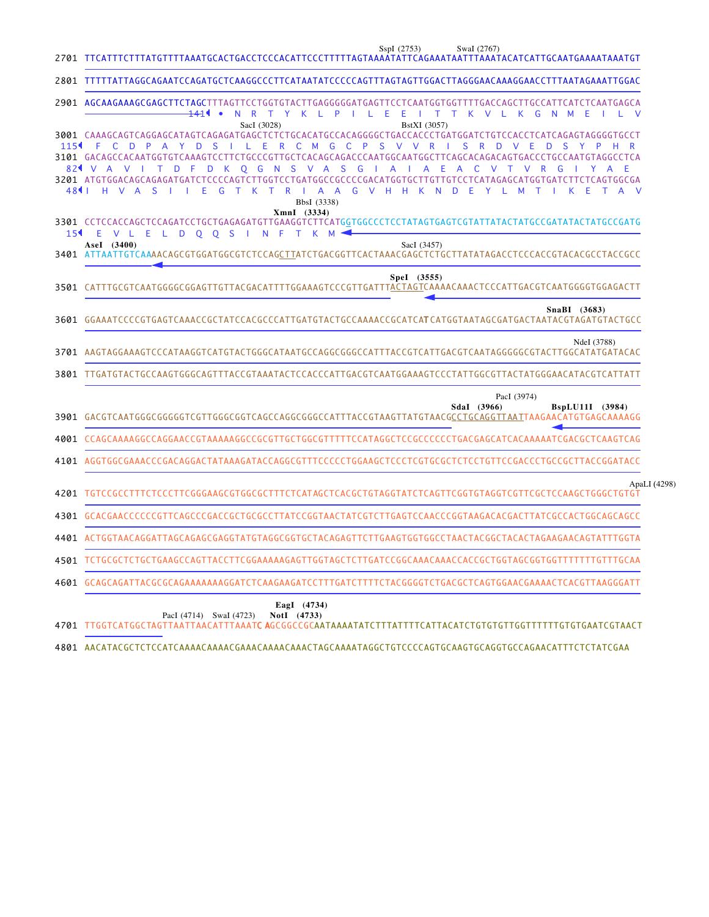```
                                                                                      SspI (2753)          SwaI (2767)
2701 TTCATTTCTTTATGTTTTAAATGCACTGACCTCCCACATTCCCTTTTTAGTAAAATATTCAGAAATAATTTAAATACATCATTGCAATGAAAATAAATGT

2801 TTTTTATTAGGCAGAATCCAGATGCTCAAGGCCCTTCATAATATCCCCCAGTTTAGTAGTTGGACTTAGGGAACAAAGGAACCTTTAATAGAAATTGGAC

2901 AGCAAGAAAGCGAGCTTCTAGCTTTAGTTCCTGGTGTACTTGAGGGGGATGAGTTCCTCAATGGTGGTTTTGACCAGCTTGCCATTCATCTCAATGAGCA
                         141◀  •  N  R  T  Y  K  L  P  I  L  E  E  I  T  T  K  V  L  K  G  N  M  E  I  L  V
                          SacI (3028)                       BstXI (3057)
3001 CAAAGCAGTCAGGAGCATAGTCAGAGATGAGCTCTCTGCACATGCCACAGGGGCTGACCACCCTGATGGATCTGTCCACCTCATCAGAGTAGGGGTGCCT
 115◀  F  C  D  P  A  Y  D  S  I  L  E  R  C  M  G  C  P  S  V  V  R  I  S  R  D  V  E  D  S  Y  P  H  R
3101 GACAGCCACAATGGTGTCAAAGTCCTTCTGCCCGTTGCTCACAGCAGACCCAATGGCAATGGCTTCAGCACAGACAGTGACCCTGCCAATGTAGGCCTCA
  82◀  V  A  V  I  T  D  F  D  K  Q  G  N  S  V  A  S  G  I  A  I  A  E  A  C  V  T  V  R  G  I  Y  A  E
3201 ATGTGGACAGCAGAGATGATCTCCCCAGTCTTGGTCCTGATGGCCGCCCCGACATGGTGCTTGTTGTCCTCATAGAGCATGGTGATCTTCTCAGTGGCGA
  48◀ I  H  V  A  S  I  I  E  G  T  K  T  R  I  A  A  G  V  H  H  K  N  D  E  Y  L  M  T  I  K  E  T  A  V
                                        BbsI (3338)
                               XmnI  (3334)
3301 CCTCCACCAGCTCCAGATCCTGCTGAGAGATGTTGAAGGTCTTCATGGTGGCCCTCCTATAGTGAGTCGTATTATACTATGCCGATATACTATGCCGATG
  15◀  E  V  L  E  L  D  Q  Q  S  I  N  F  T  K  M
AseI  (3400)                               SacI (3457)
3401 ATTAATTGTCAAAACAGCGTGGATGGCGTCTCCAGCTTATCTGACGGTTCACTAAACGAGCTCTGCTTATATAGACCTCCCACCGTACACGCCTACCGCC

                                                       SpeI   (3555)
3501 CATTTGCGTCAATGGGGCGGAGTTGTTACGACATTTTGGAAAGTCCCGTTGATTTACTAGTCAAAACAAACTCCCATTGACGTCAATGGGGTGGAGACTT

                                                                                          SnaBI   (3683)
3601 GGAAATCCCCGTGAGTCAAACCGCTATCCACGCCCATTGATGTACTGCCAAAACCGCATCATCATGGTAATAGCGATGACTAATACGTAGATGTACTGCC

                                                                                                  NdeI (3788)
3701 AAGTAGGAAAGTCCCATAAGGTCATGTACTGGGCATAATGCCAGGCGGGCCATTTACCGTCATTGACGTCAATAGGGGGCGTACTTGGCATATGATACAC

3801 TTGATGTACTGCCAAGTGGGCAGTTTACCGTAAATACTCCACCCATTGACGTCAATGGAAAGTCCCTATTGGCGTTACTATGGGAACATACGTCATTATT

                                                                                    PacI (3974)
                                                                       SdaI   (3966)          BspLU11I   (3984)
3901 GACGTCAATGGGCGGGGGTCGTTGGGCGGTCAGCCAGGCGGGCCATTTACCGTAAGTTATGTAACGCCTGCAGGTTAATTAAGAACATGTGAGCAAAAGG

4001 CCAGCAAAAGGCCAGGAACCGTAAAAAGGCCGCGTTGCTGGCGTTTTTCCATAGGCTCCGCCCCCCTGACGAGCATCACAAAAATCGACGCTCAAGTCAG

4101 AGGTGGCGAAACCCGACAGGACTATAAAGATACCAGGCGTTTCCCCCTGGAAGCTCCCTCGTGCGCTCTCCTGTTCCGACCCTGCCGCTTACCGGATACC

                                                                                                        ApaLI (4298)
4201 TGTCCGCCTTTCTCCCTTCGGGAAGCGTGGCGCTTTCTCATAGCTCACGCTGTAGGTATCTCAGTTCGGTGTAGGTCGTTCGCTCCAAGCTGGGCTGTGT

4301 GCACGAACCCCCCGTTCAGCCCGACCGCTGCGCCTTATCCGGTAACTATCGTCTTGAGTCCAACCCGGTAAGACACGACTTATCGCCACTGGCAGCAGCC

4401 ACTGGTAACAGGATTAGCAGAGCGAGGTATGTAGGCGGTGCTACAGAGTTCTTGAAGTGGTGGCCTAACTACGGCTACACTAGAAGAACAGTATTTGGTA

4501 TCTGCGCTCTGCTGAAGCCAGTTACCTTCGGAAAAAGAGTTGGTAGCTCTTGATCCGGCAAACAAACCACCGCTGGTAGCGGTGGTTTTTTTGTTTGCAA

4601 GCAGCAGATTACGCGCAGAAAAAAAGGATCTCAAGAAGATCCTTTGATCTTTTCTACGGGGTCTGACGCTCAGTGGAACGAAAACTCACGTTAAGGGATT

                                           EagI   (4734)
                    PacI (4714)   SwaI (4723)   NotI   (4733)
4701 TTGGTCATGGCTAGTTAATTAACATTTAAATCAGCGGCCGCAATAAAATATCTTTATTTTCATTACATCTGTGTGTTGGTTTTTTGTGTGAATCGTAACT

4801 AACATACGCTCTCCATCAAAACAAAACGAAACAAAACAAACTAGCAAAATAGGCTGTCCCCAGTGCAAGTGCAGGTGCCAGAACATTTCTCTATCGAA
```